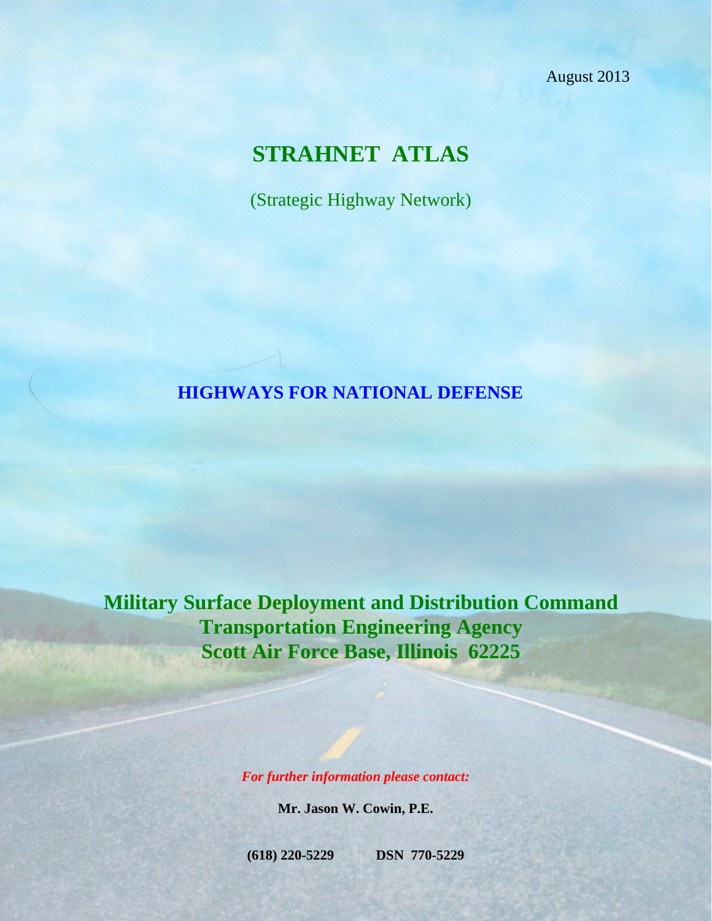August 2013

# STRAHNET ATLAS

(Strategic Highway Network)

## HIGHWAYS FOR NATIONAL DEFENSE

**Military Surface Deployment and Distribution Command**
**Transportation Engineering Agency**
**Scott Air Force Base, Illinois 62225**

***For further information please contact:***

**Mr. Jason W. Cowin, P.E.**

**(618) 220-5229 DSN 770-5229**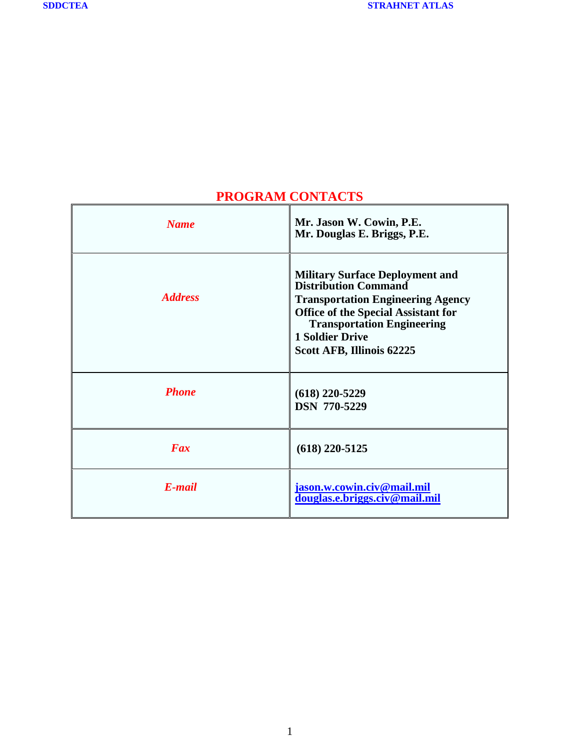## PROGRAM CONTACTS

| | |
|---|---|
| ***Name*** | **Mr. Jason W. Cowin, P.E.**<br>**Mr. Douglas E. Briggs, P.E.** |
| ***Address*** | **Military Surface Deployment and Distribution Command**<br>**Transportation Engineering Agency**<br>**Office of the Special Assistant for Transportation Engineering**<br>**1 Soldier Drive**<br>**Scott AFB, Illinois 62225** |
| ***Phone*** | **(618) 220-5229**<br>**DSN 770-5229** |
| ***Fax*** | **(618) 220-5125** |
| ***E-mail*** | **jason.w.cowin.civ@mail.mil**<br>**douglas.e.briggs.civ@mail.mil** |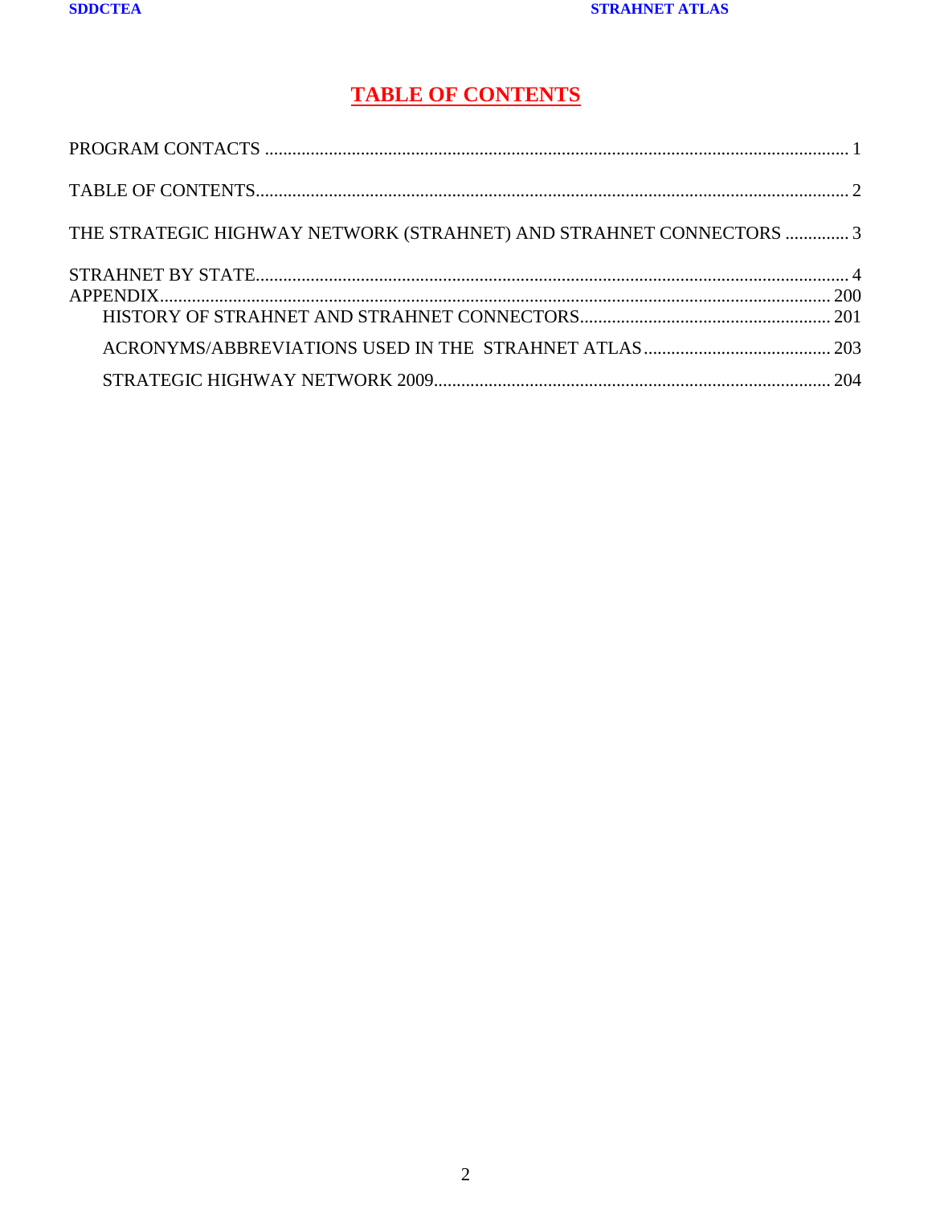# TABLE OF CONTENTS

PROGRAM CONTACTS ........................................................................................................................ 1

TABLE OF CONTENTS........................................................................................................................ 2

THE STRATEGIC HIGHWAY NETWORK (STRAHNET) AND STRAHNET CONNECTORS .............. 3

STRAHNET BY STATE........................................................................................................................ 4

APPENDIX........................................................................................................................................ 200

- HISTORY OF STRAHNET AND STRAHNET CONNECTORS....................................................... 201
- ACRONYMS/ABBREVIATIONS USED IN THE STRAHNET ATLAS......................................... 203
- STRATEGIC HIGHWAY NETWORK 2009...................................................................................... 204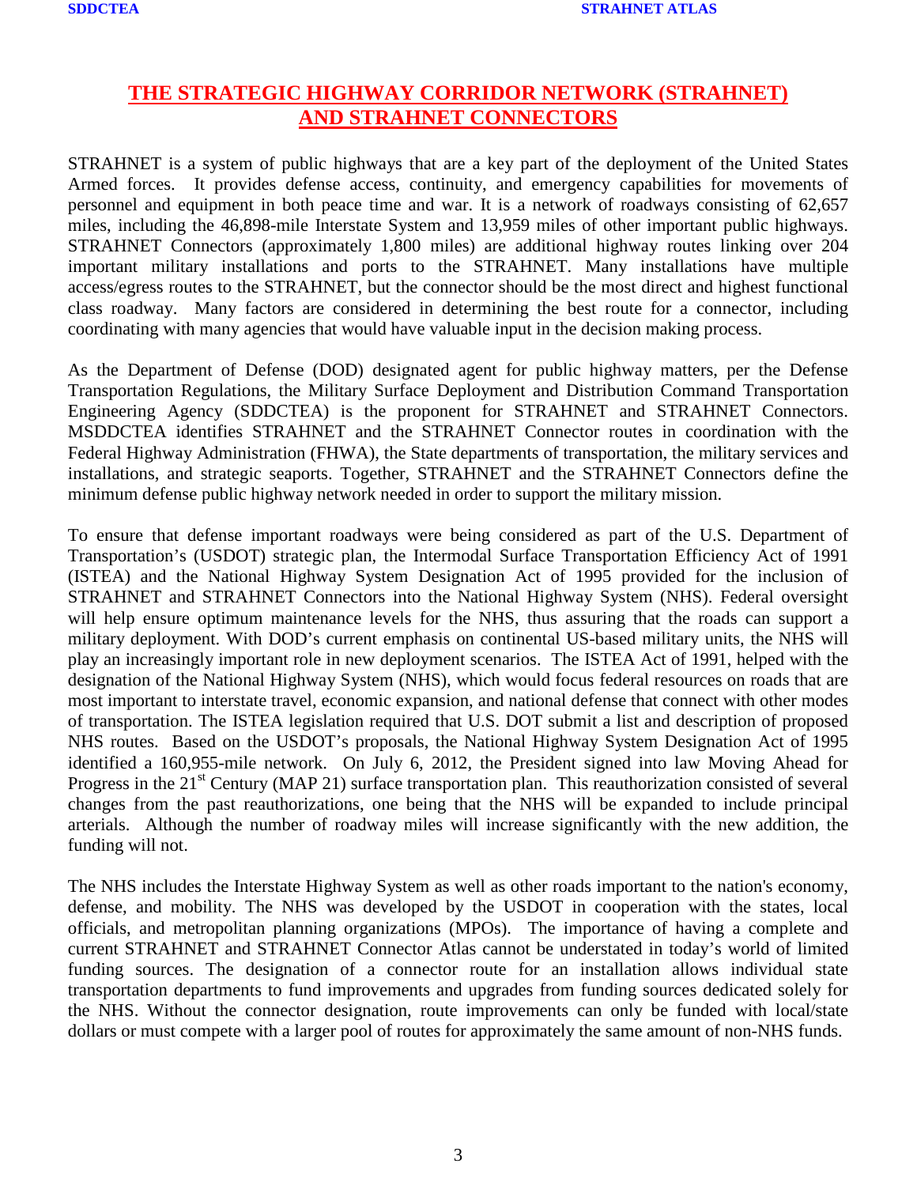# THE STRATEGIC HIGHWAY CORRIDOR NETWORK (STRAHNET) AND STRAHNET CONNECTORS

STRAHNET is a system of public highways that are a key part of the deployment of the United States Armed forces. It provides defense access, continuity, and emergency capabilities for movements of personnel and equipment in both peace time and war. It is a network of roadways consisting of 62,657 miles, including the 46,898-mile Interstate System and 13,959 miles of other important public highways. STRAHNET Connectors (approximately 1,800 miles) are additional highway routes linking over 204 important military installations and ports to the STRAHNET. Many installations have multiple access/egress routes to the STRAHNET, but the connector should be the most direct and highest functional class roadway. Many factors are considered in determining the best route for a connector, including coordinating with many agencies that would have valuable input in the decision making process.

As the Department of Defense (DOD) designated agent for public highway matters, per the Defense Transportation Regulations, the Military Surface Deployment and Distribution Command Transportation Engineering Agency (SDDCTEA) is the proponent for STRAHNET and STRAHNET Connectors. MSDDCTEA identifies STRAHNET and the STRAHNET Connector routes in coordination with the Federal Highway Administration (FHWA), the State departments of transportation, the military services and installations, and strategic seaports. Together, STRAHNET and the STRAHNET Connectors define the minimum defense public highway network needed in order to support the military mission.

To ensure that defense important roadways were being considered as part of the U.S. Department of Transportation's (USDOT) strategic plan, the Intermodal Surface Transportation Efficiency Act of 1991 (ISTEA) and the National Highway System Designation Act of 1995 provided for the inclusion of STRAHNET and STRAHNET Connectors into the National Highway System (NHS). Federal oversight will help ensure optimum maintenance levels for the NHS, thus assuring that the roads can support a military deployment. With DOD's current emphasis on continental US-based military units, the NHS will play an increasingly important role in new deployment scenarios. The ISTEA Act of 1991, helped with the designation of the National Highway System (NHS), which would focus federal resources on roads that are most important to interstate travel, economic expansion, and national defense that connect with other modes of transportation. The ISTEA legislation required that U.S. DOT submit a list and description of proposed NHS routes. Based on the USDOT's proposals, the National Highway System Designation Act of 1995 identified a 160,955-mile network. On July 6, 2012, the President signed into law Moving Ahead for Progress in the 21st Century (MAP 21) surface transportation plan. This reauthorization consisted of several changes from the past reauthorizations, one being that the NHS will be expanded to include principal arterials. Although the number of roadway miles will increase significantly with the new addition, the funding will not.

The NHS includes the Interstate Highway System as well as other roads important to the nation's economy, defense, and mobility. The NHS was developed by the USDOT in cooperation with the states, local officials, and metropolitan planning organizations (MPOs). The importance of having a complete and current STRAHNET and STRAHNET Connector Atlas cannot be understated in today's world of limited funding sources. The designation of a connector route for an installation allows individual state transportation departments to fund improvements and upgrades from funding sources dedicated solely for the NHS. Without the connector designation, route improvements can only be funded with local/state dollars or must compete with a larger pool of routes for approximately the same amount of non-NHS funds.